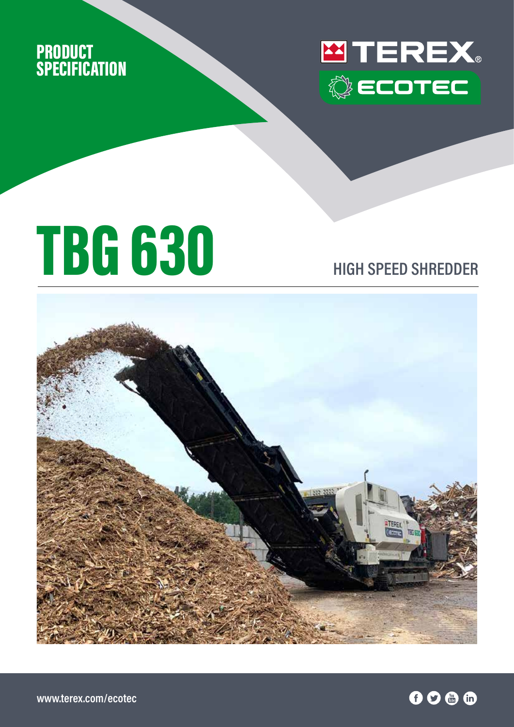PRODUCT SPECIFICATION

TEREX® ECOTEC

# TBG 630

## HIGH SPEED SHREDDER

www.terex.com/ecotec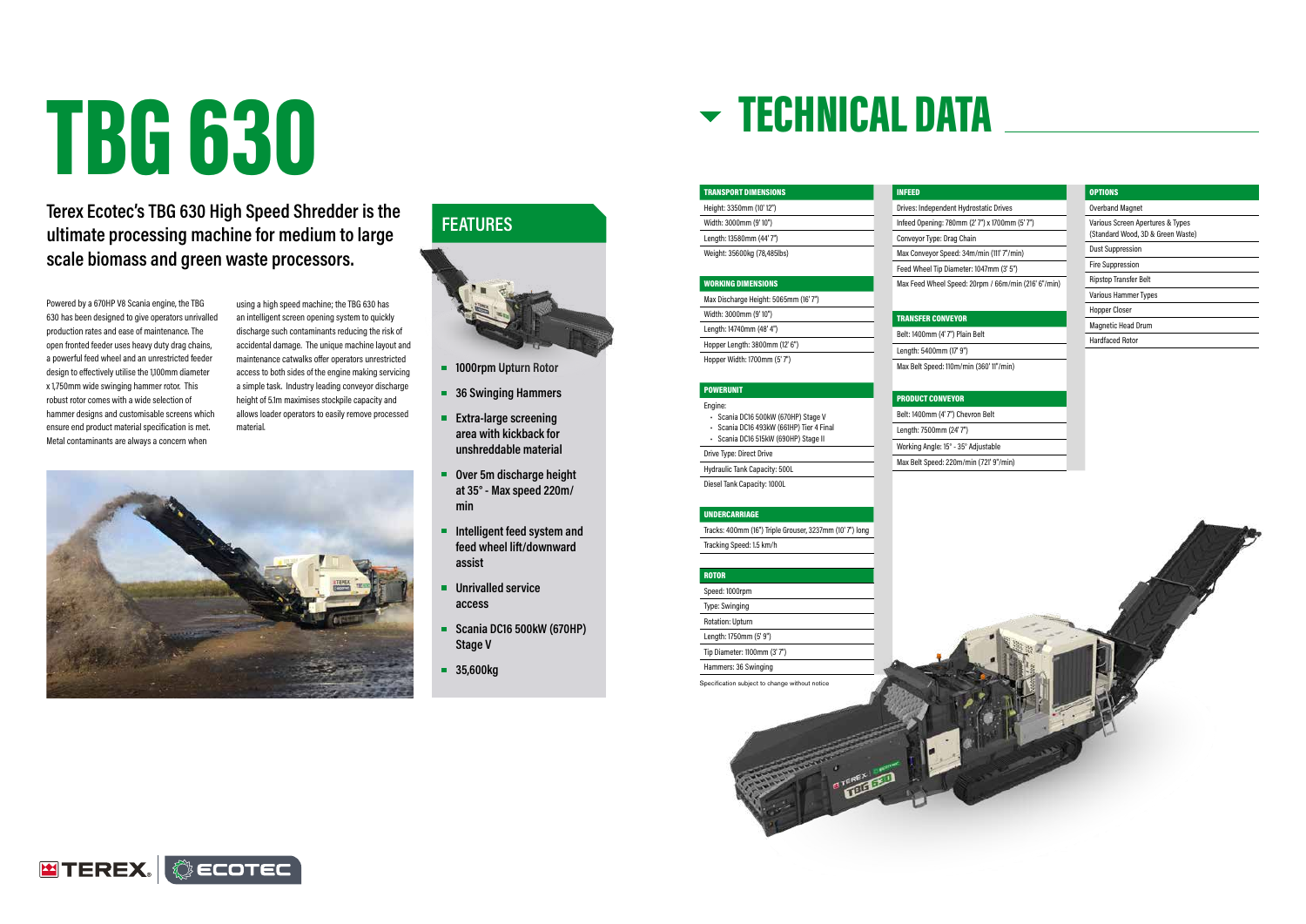# TBG 630

## Terex Ecotec's TBG 630 High Speed Shredder is the ultimate processing machine for medium to large scale biomass and green waste processors.

Powered by a 670HP V8 Scania engine, the TBG 630 has been designed to give operators unrivalled production rates and ease of maintenance. The open fronted feeder uses heavy duty drag chains, a powerful feed wheel and an unrestricted feeder design to effectively utilise the 1,100mm diameter x 1,750mm wide swinging hammer rotor. This robust rotor comes with a wide selection of hammer designs and customisable screens which ensure end product material specification is met. Metal contaminants are always a concern when using a high speed machine; the TBG 630 has an intelligent screen opening system to quickly discharge such contaminants reducing the risk of accidental damage. The unique machine layout and maintenance catwalks offer operators unrestricted access to both sides of the engine making servicing a simple task. Industry leading conveyor discharge height of 5.1m maximises stockpile capacity and allows loader operators to easily remove processed material.

## FEATURES

- 1000rpm Upturn Rotor
- 36 Swinging Hammers
- Extra-large screening area with kickback for unshreddable material
- Over 5m discharge height at 35° - Max speed 220m/min
- Intelligent feed system and feed wheel lift/downward assist
- Unrivalled service access
- Scania DC16 500kW (670HP) Stage V
- 35,600kg

# TECHNICAL DATA

### TRANSPORT DIMENSIONS

- Height: 3350mm (10' 12")
- Width: 3000mm (9' 10")
- Length: 13580mm (44' 7")
- Weight: 35600kg (78,485lbs)

### WORKING DIMENSIONS

- Max Discharge Height: 5065mm (16' 7")
- Width: 3000mm (9' 10")
- Length: 14740mm (48' 4")
- Hopper Length: 3800mm (12' 6")
- Hopper Width: 1700mm (5' 7")

### POWERUNIT

Engine:
- Scania DC16 500kW (670HP) Stage V
- Scania DC16 493kW (661HP) Tier 4 Final
- Scania DC16 515kW (690HP) Stage II

- Drive Type: Direct Drive
- Hydraulic Tank Capacity: 500L
- Diesel Tank Capacity: 1000L

### UNDERCARRIAGE

- Tracks: 400mm (16") Triple Grouser, 3237mm (10' 7") long
- Tracking Speed: 1.5 km/h

### ROTOR

- Speed: 1000rpm
- Type: Swinging
- Rotation: Upturn
- Length: 1750mm (5' 9")
- Tip Diameter: 1100mm (3' 7")
- Hammers: 36 Swinging

Specification subject to change without notice

### INFEED

- Drives: Independent Hydrostatic Drives
- Infeed Opening: 780mm (2' 7") x 1700mm (5' 7")
- Conveyor Type: Drag Chain
- Max Conveyor Speed: 34m/min (111' 7"/min)
- Feed Wheel Tip Diameter: 1047mm (3' 5")
- Max Feed Wheel Speed: 20rpm / 66m/min (216' 6"/min)

### TRANSFER CONVEYOR

- Belt: 1400mm (4' 7") Plain Belt
- Length: 5400mm (17' 9")
- Max Belt Speed: 110m/min (360' 11"/min)

### PRODUCT CONVEYOR

- Belt: 1400mm (4' 7") Chevron Belt
- Length: 7500mm (24' 7")
- Working Angle: 15° - 35° Adjustable
- Max Belt Speed: 220m/min (721' 9"/min)

### OPTIONS

- Overband Magnet
- Various Screen Apertures & Types (Standard Wood, 3D & Green Waste)
- Dust Suppression
- Fire Suppression
- Ripstop Transfer Belt
- Various Hammer Types
- Hopper Closer
- Magnetic Head Drum
- Hardfaced Rotor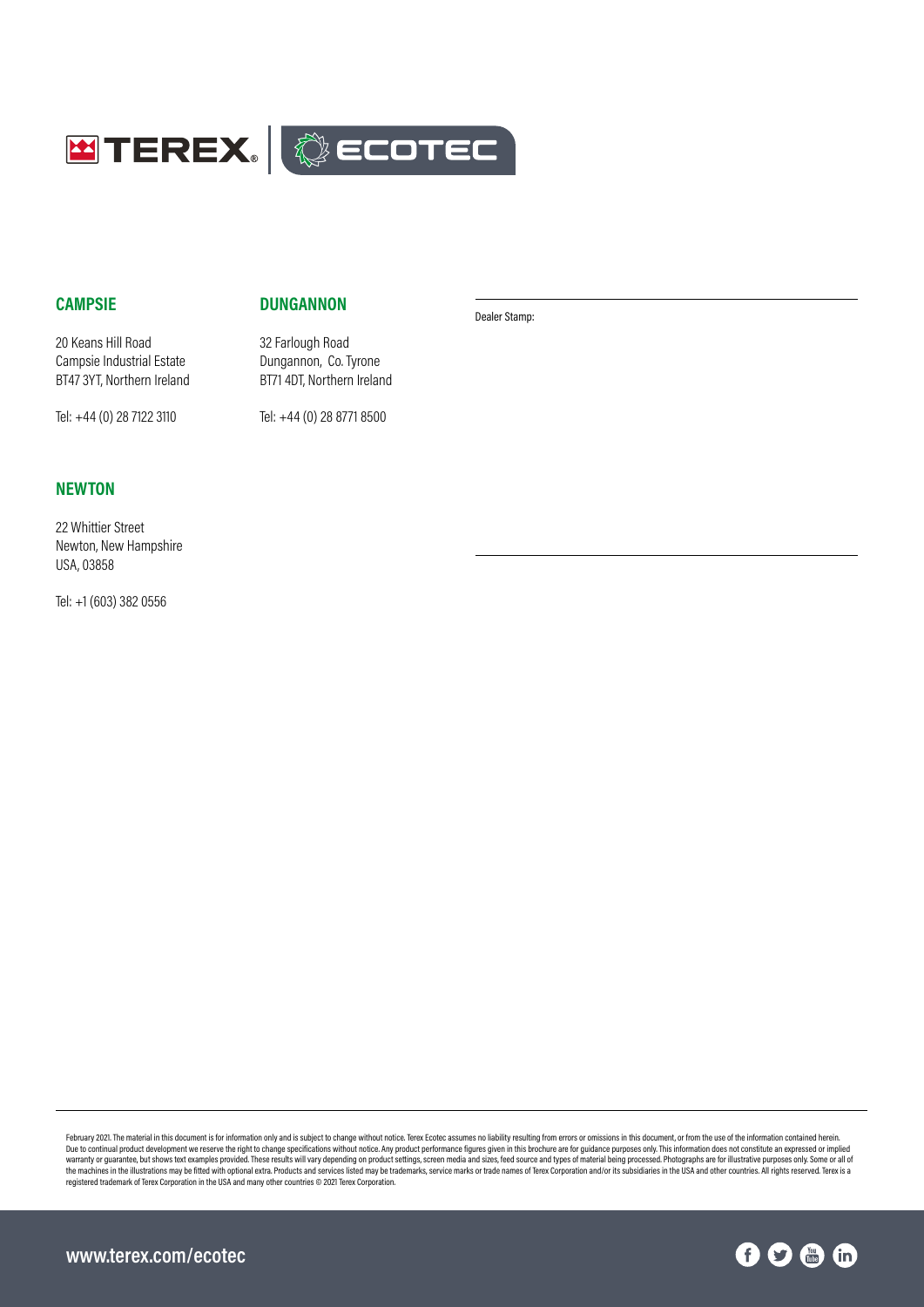TEREX® | ECOTEC

## CAMPSIE

20 Keans Hill Road
Campsie Industrial Estate
BT47 3YT, Northern Ireland

Tel: +44 (0) 28 7122 3110

## DUNGANNON

32 Farlough Road
Dungannon, Co. Tyrone
BT71 4DT, Northern Ireland

Tel: +44 (0) 28 8771 8500

## NEWTON

22 Whittier Street
Newton, New Hampshire
USA, 03858

Tel: +1 (603) 382 0556

Dealer Stamp:

February 2021. The material in this document is for information only and is subject to change without notice. Terex Ecotec assumes no liability resulting from errors or omissions in this document, or from the use of the information contained herein. Due to continual product development we reserve the right to change specifications without notice. Any product performance figures given in this brochure are for guidance purposes only. This information does not constitute an expressed or implied warranty or guarantee, but shows text examples provided. These results will vary depending on product settings, screen media and sizes, feed source and types of material being processed. Photographs are for illustrative purposes only. Some or all of the machines in the illustrations may be fitted with optional extra. Products and services listed may be trademarks, service marks or trade names of Terex Corporation and/or its subsidiaries in the USA and other countries. All rights reserved. Terex is a registered trademark of Terex Corporation in the USA and many other countries © 2021 Terex Corporation.

www.terex.com/ecotec